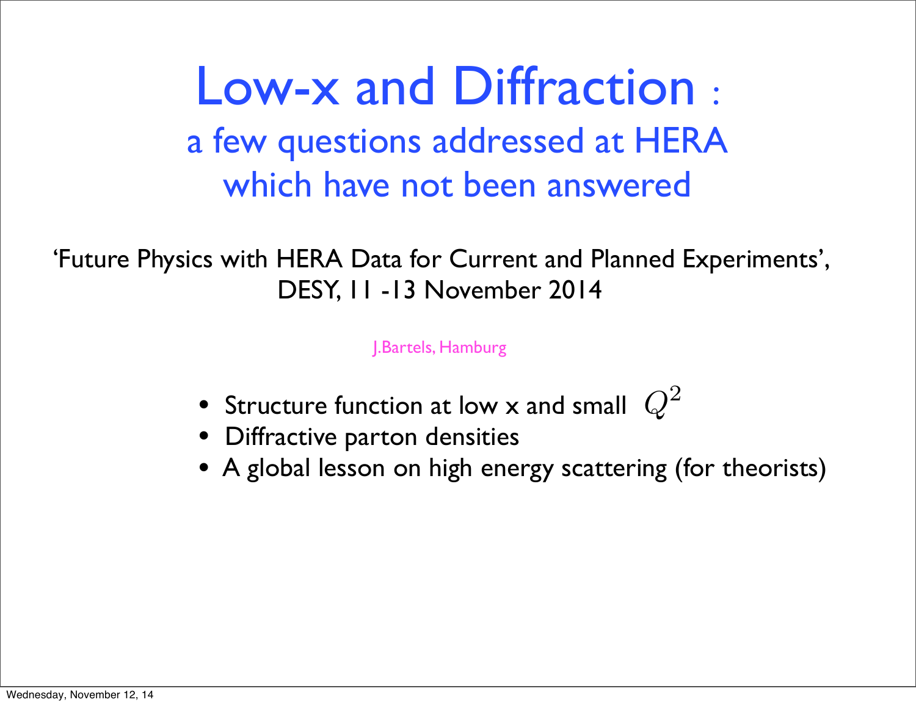# Low-x and Diffraction :

## a few questions addressed at HERA which have not been answered

'Future Physics with HERA Data for Current and Planned Experiments', DESY, 11 -13 November 2014

J.Bartels, Hamburg

- Structure function at low x and small $Q^2$
- Diffractive parton densities
- A global lesson on high energy scattering (for theorists)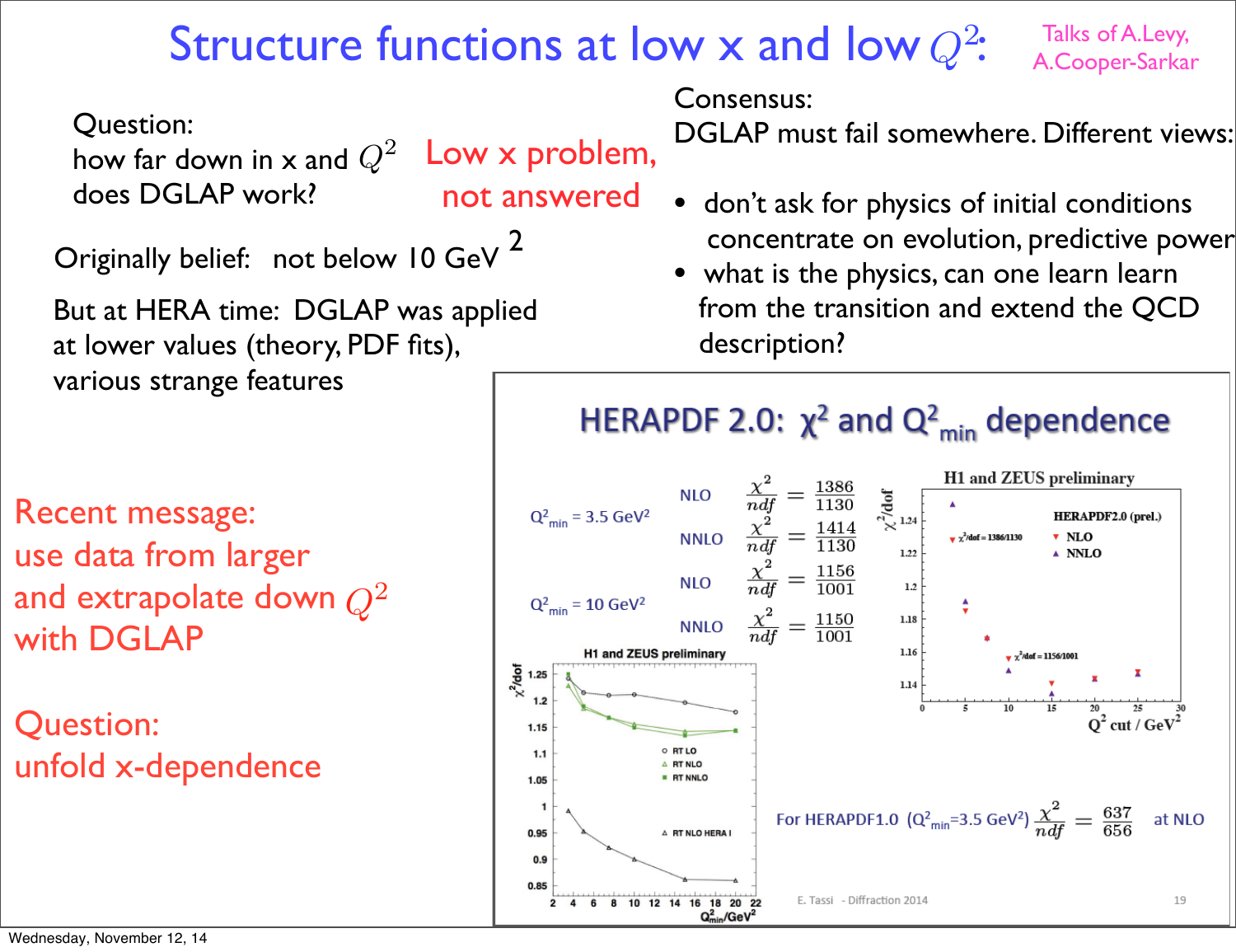# Structure functions at low x and low $Q^2$:

Talks of A.Levy, A.Cooper-Sarkar

Question:
how far down in x and $Q^2$ does DGLAP work?

Low x problem, not answered

Originally belief: not below 10 GeV $^2$

But at HERA time: DGLAP was applied at lower values (theory, PDF fits), various strange features

Consensus:
DGLAP must fail somewhere. Different views:

- don't ask for physics of initial conditions concentrate on evolution, predictive power
- what is the physics, can one learn learn from the transition and extend the QCD description?

Recent message:
use data from larger and extrapolate down $Q^2$ with DGLAP

Question:
unfold x-dependence

## HERAPDF 2.0: $\chi^2$ and $Q^2_{min}$ dependence

$Q^2_{min}$ = 3.5 GeV²

NLO $\frac{\chi^2}{ndf} = \frac{1386}{1130}$

NNLO $\frac{\chi^2}{ndf} = \frac{1414}{1130}$

$Q^2_{min}$ = 10 GeV²

NLO $\frac{\chi^2}{ndf} = \frac{1156}{1001}$

NNLO $\frac{\chi^2}{ndf} = \frac{1150}{1001}$

H1 and ZEUS preliminary

HERAPDF2.0 (prel.)

NLO

NNLO

$\chi^2$/dof = 1386/1130

$\chi^2$/dof = 1156/1001

$\chi^2$/dof

$Q^2$ cut / GeV$^2$

H1 and ZEUS preliminary

RT LO

RT NLO

RT NNLO

RT NLO HERA I

$\chi^2$/dof

$Q^2_{min}$/GeV$^2$

For HERAPDF1.0 ($Q^2_{min}$=3.5 GeV²) $\frac{\chi^2}{ndf} = \frac{637}{656}$ at NLO

E. Tassi - Diffraction 2014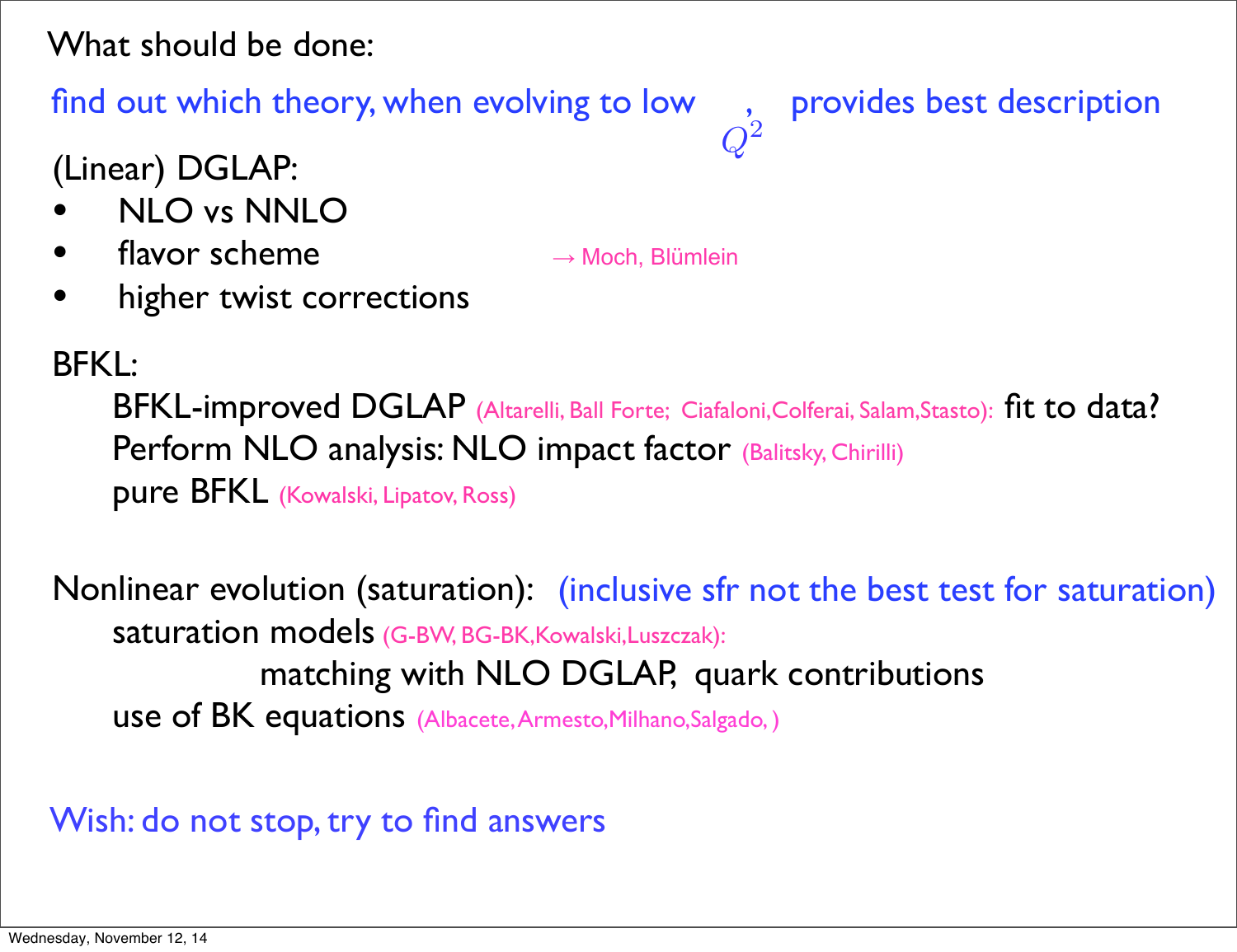What should be done:

find out which theory, when evolving to low $Q^2$, provides best description

(Linear) DGLAP:

- NLO vs NNLO
- flavor scheme → Moch, Blümlein
- higher twist corrections

BFKL:

BFKL-improved DGLAP (Altarelli, Ball Forte; Ciafaloni,Colferai, Salam,Stasto): fit to data?

Perform NLO analysis: NLO impact factor (Balitsky, Chirilli)

pure BFKL (Kowalski, Lipatov, Ross)

Nonlinear evolution (saturation): (inclusive sfr not the best test for saturation)

saturation models (G-BW, BG-BK,Kowalski,Luszczak):

matching with NLO DGLAP, quark contributions

use of BK equations (Albacete, Armesto,Milhano,Salgado, )

Wish: do not stop, try to find answers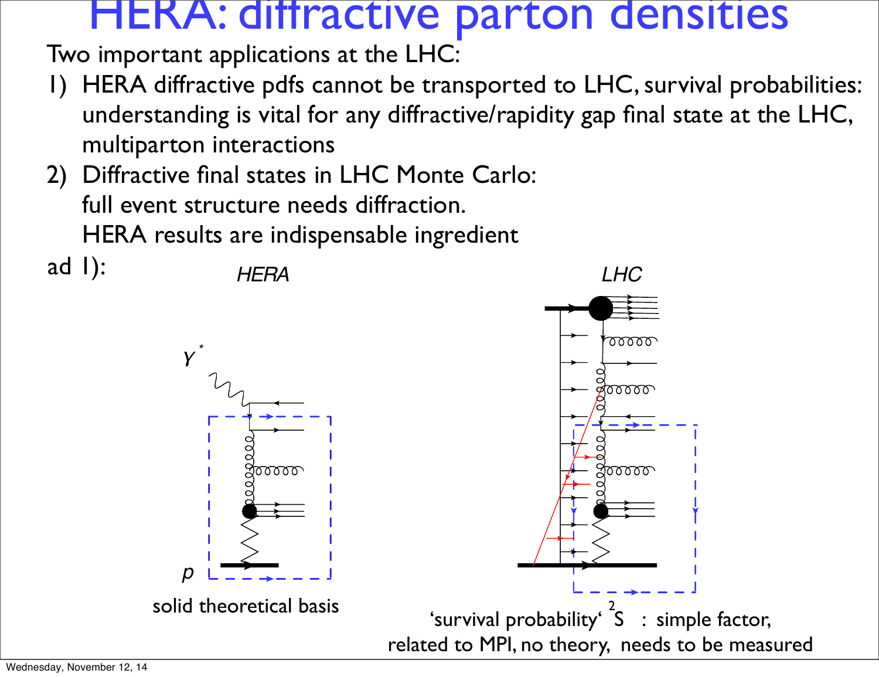# HERA: diffractive parton densities

Two important applications at the LHC:

1) HERA diffractive pdfs cannot be transported to LHC, survival probabilities: understanding is vital for any diffractive/rapidity gap final state at the LHC, multiparton interactions
2) Diffractive final states in LHC Monte Carlo: full event structure needs diffraction. HERA results are indispensable ingredient

ad 1):

*HERA*

$\gamma^*$

$p$

solid theoretical basis

*LHC*

'survival probability' $S^2$ : simple factor, related to MPI, no theory, needs to be measured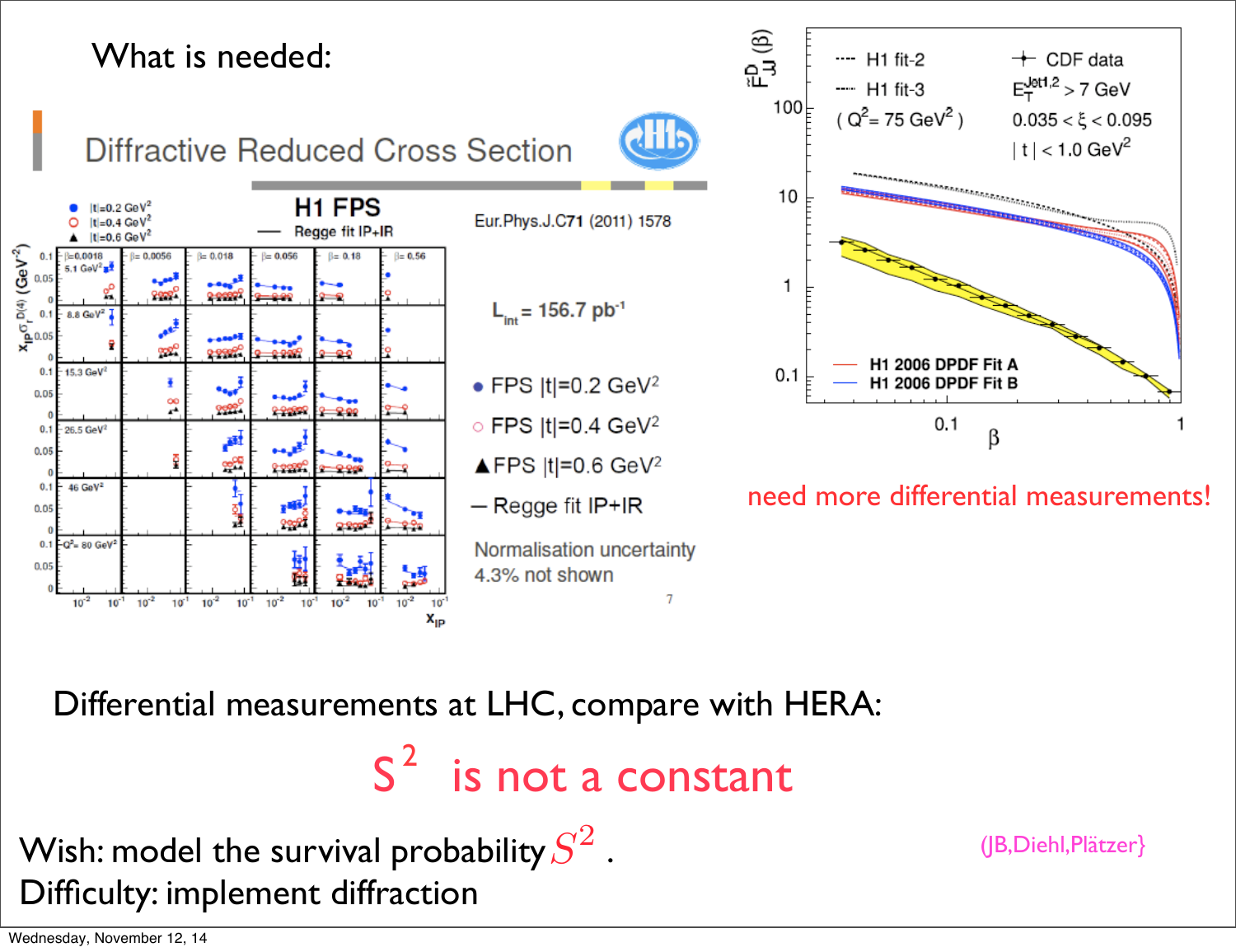# What is needed:

Diffractive Reduced Cross Section

H1 FPS

Regge fit IP+IR

Eur.Phys.J.C71 (2011) 1578

$L_{int}$ = 156.7 pb$^{-1}$

● FPS |t|=0.2 GeV$^2$

○ FPS |t|=0.4 GeV$^2$

▲ FPS |t|=0.6 GeV$^2$

— Regge fit IP+IR

Normalisation uncertainty 4.3% not shown

$\tilde{F}^D_{JJ}(\beta)$

H1 fit-2

H1 fit-3

( $Q^2$= 75 GeV$^2$ )

CDF data

$E_T^{Jet1,2}$ > 7 GeV

0.035 < $\xi$ < 0.095

| t | < 1.0 GeV$^2$

H1 2006 DPDF Fit A

H1 2006 DPDF Fit B

$\beta$

need more differential measurements!

Differential measurements at LHC, compare with HERA:

$S^2$ is not a constant

Wish: model the survival probability $S^2$ .

Difficulty: implement diffraction

(JB,Diehl,Plätzer}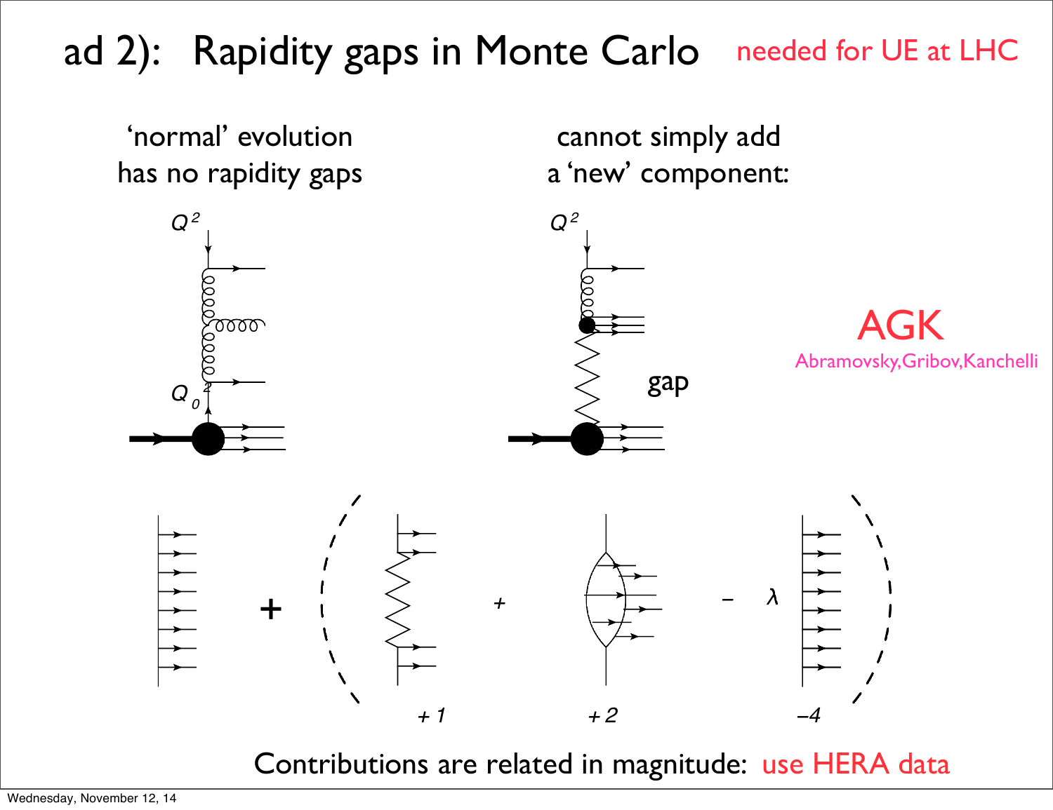# ad 2): Rapidity gaps in Monte Carlo

needed for UE at LHC

'normal' evolution has no rapidity gaps

cannot simply add a 'new' component:

$Q^2$

$Q_0^2$

gap

AGK

Abramovsky, Gribov, Kanchelli

$+ \; ( \; + \; - \; \lambda \; )$

$+1$

$+2$

$-4$

Contributions are related in magnitude: use HERA data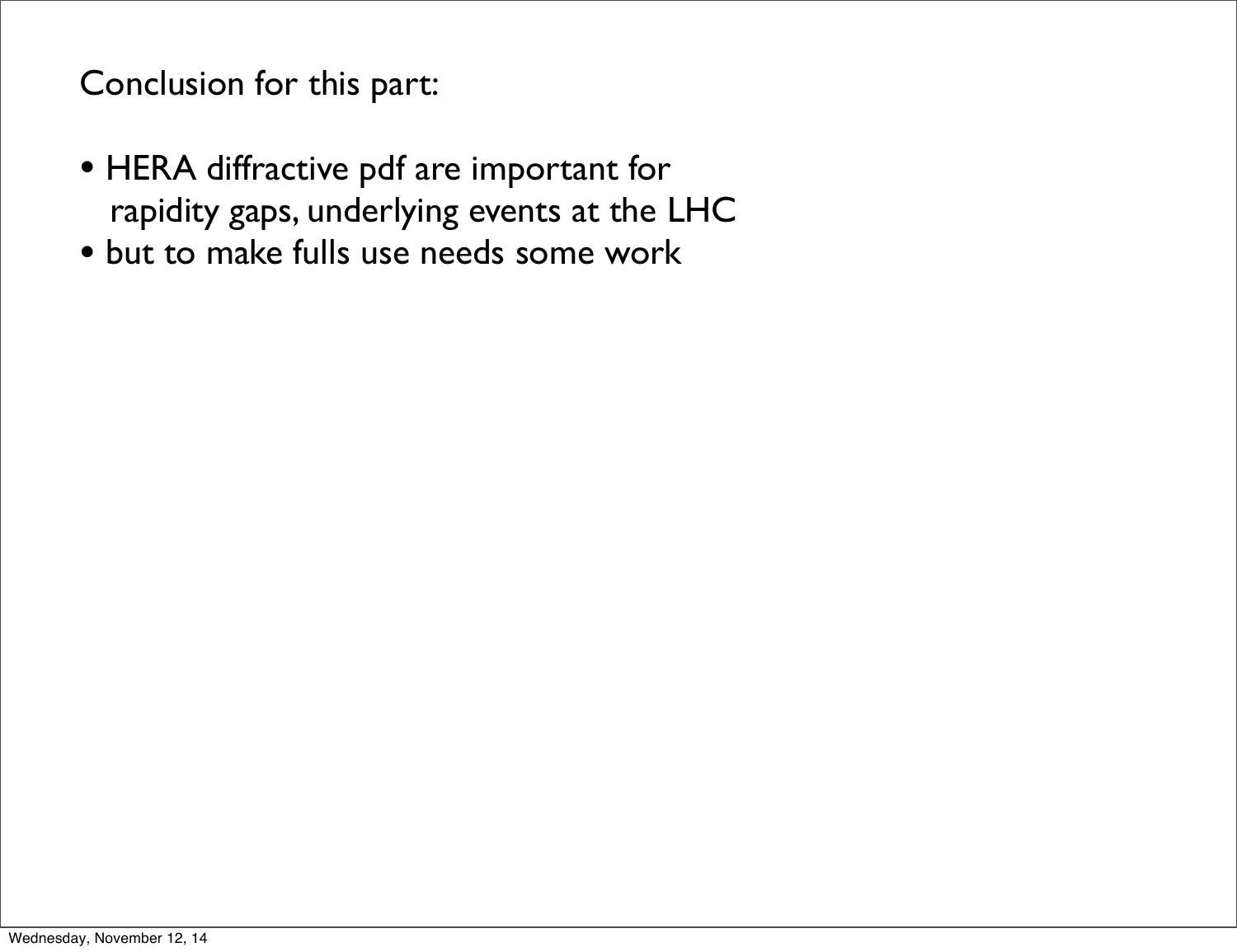Conclusion for this part:

- HERA diffractive pdf are important for rapidity gaps, underlying events at the LHC
- but to make fulls use needs some work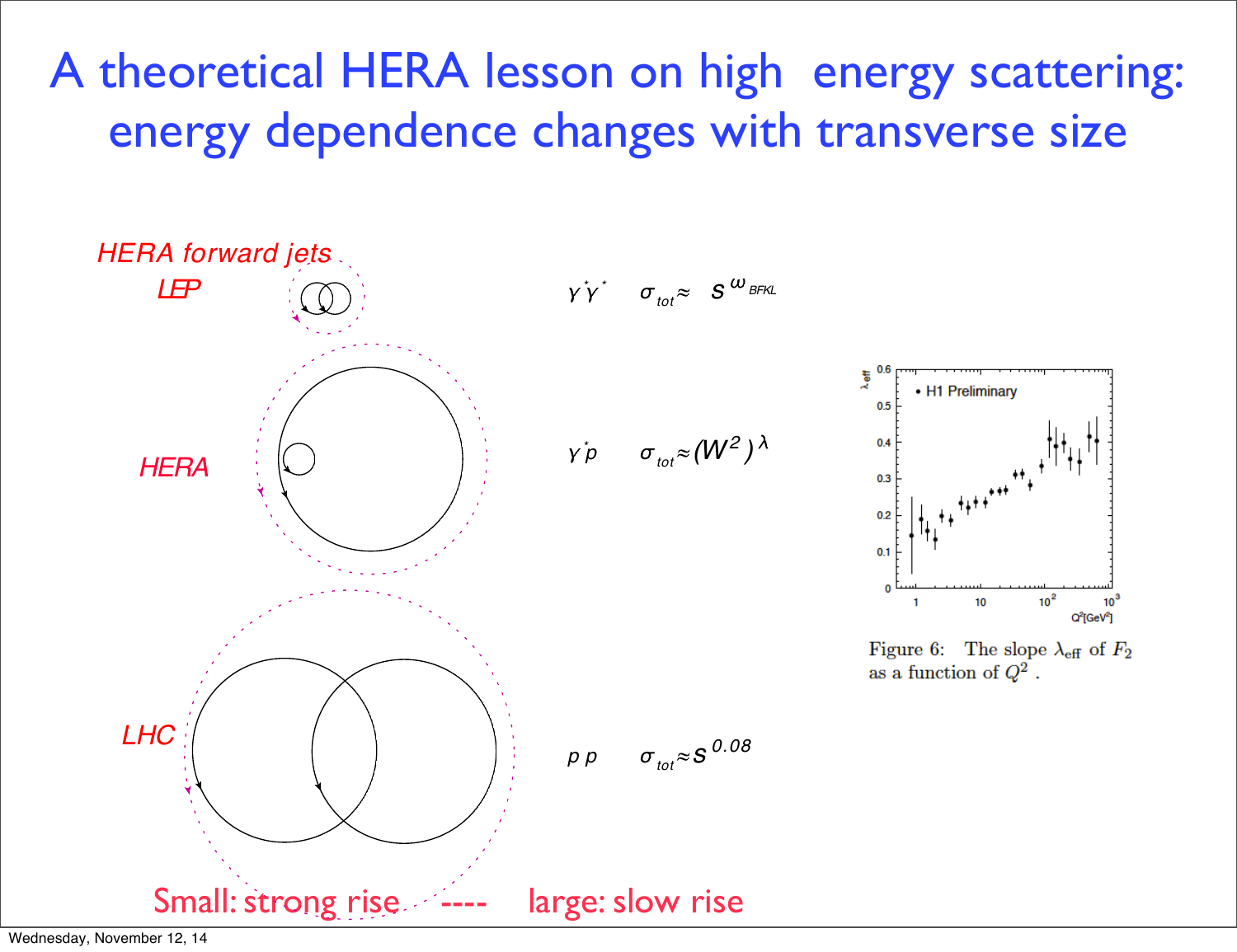# A theoretical HERA lesson on high energy scattering: energy dependence changes with transverse size

*HERA forward jets*
*LEP*

$\gamma^*\gamma^* \quad \sigma_{tot} \approx s^{\omega_{BFKL}}$

*HERA*

$\gamma^* p \quad \sigma_{tot} \approx (W^2)^{\lambda}$

*LHC*

$p\,p \quad \sigma_{tot} \approx s^{0.08}$

λ_eff
0.6
0.5
0.4
0.3
0.2
0.1
0
• H1 Preliminary
1
10
10^2
10^3
Q^2[GeV^2]

Figure 6: The slope $\lambda_{\text{eff}}$ of $F_2$ as a function of $Q^2$ .

Small: strong rise ---- large: slow rise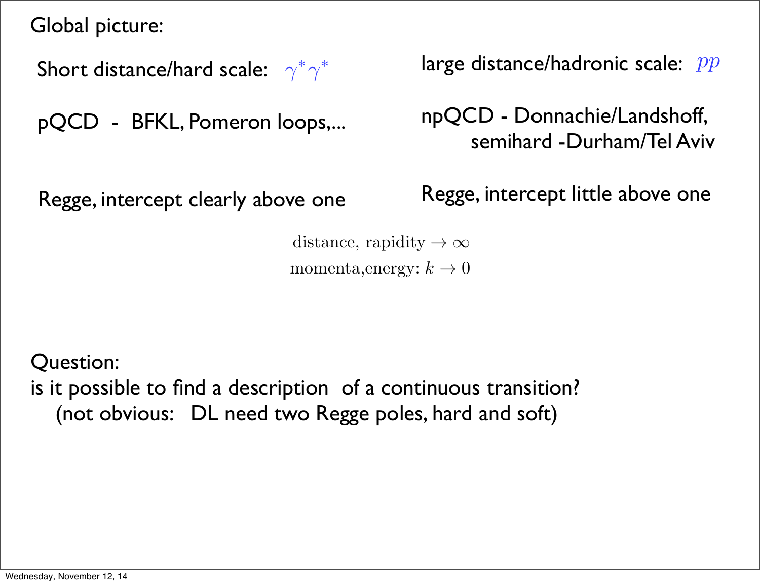Global picture:

Short distance/hard scale: $\gamma^*\gamma^*$

pQCD - BFKL, Pomeron loops,...

Regge, intercept clearly above one

large distance/hadronic scale: $pp$

npQCD - Donnachie/Landshoff,
semihard -Durham/Tel Aviv

Regge, intercept little above one

$$\text{distance, rapidity} \to \infty$$
$$\text{momenta,energy: } k \to 0$$

Question:
is it possible to find a description of a continuous transition?
(not obvious: DL need two Regge poles, hard and soft)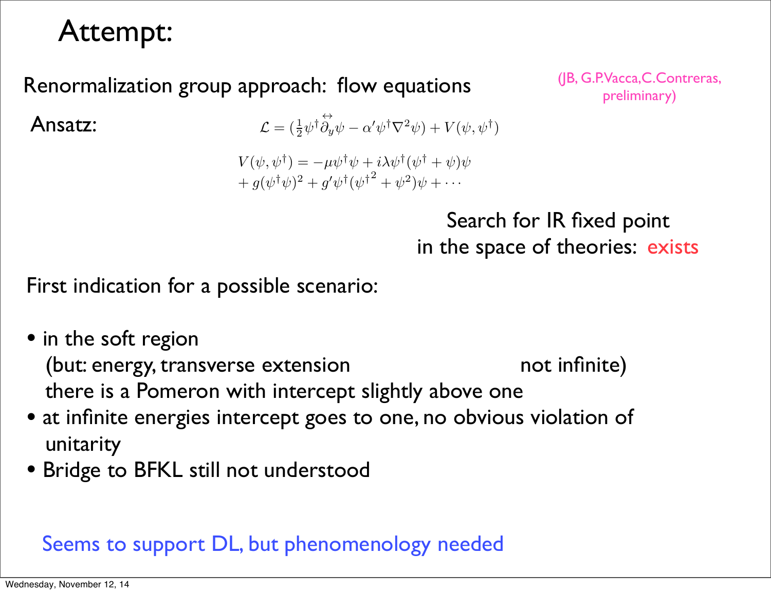# Attempt:

Renormalization group approach: flow equations

(JB, G.P.Vacca, C.Contreras, preliminary)

Ansatz:

$$\mathcal{L} = (\tfrac{1}{2}\psi^\dagger \overleftrightarrow{\partial_y} \psi - \alpha' \psi^\dagger \nabla^2 \psi) + V(\psi, \psi^\dagger)$$

$$V(\psi, \psi^\dagger) = -\mu \psi^\dagger \psi + i\lambda \psi^\dagger (\psi^\dagger + \psi)\psi + g(\psi^\dagger \psi)^2 + g' \psi^\dagger ({\psi^\dagger}^2 + \psi^2)\psi + \cdots$$

Search for IR fixed point in the space of theories: exists

First indication for a possible scenario:

- in the soft region (but: energy, transverse extension not infinite) there is a Pomeron with intercept slightly above one
- at infinite energies intercept goes to one, no obvious violation of unitarity
- Bridge to BFKL still not understood

Seems to support DL, but phenomenology needed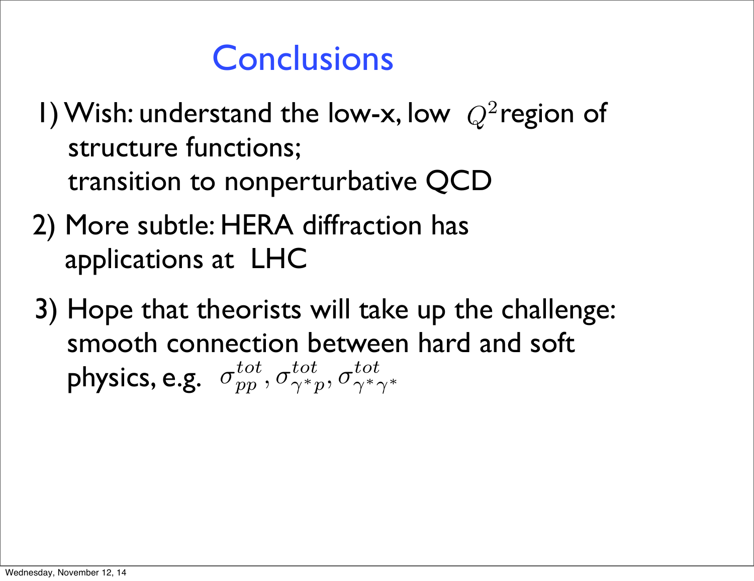# Conclusions

1) Wish: understand the low-x, low $Q^2$ region of structure functions; transition to nonperturbative QCD

2) More subtle: HERA diffraction has applications at LHC

3) Hope that theorists will take up the challenge: smooth connection between hard and soft physics, e.g. $\sigma_{pp}^{tot}, \sigma_{\gamma^* p}^{tot}, \sigma_{\gamma^* \gamma^*}^{tot}$